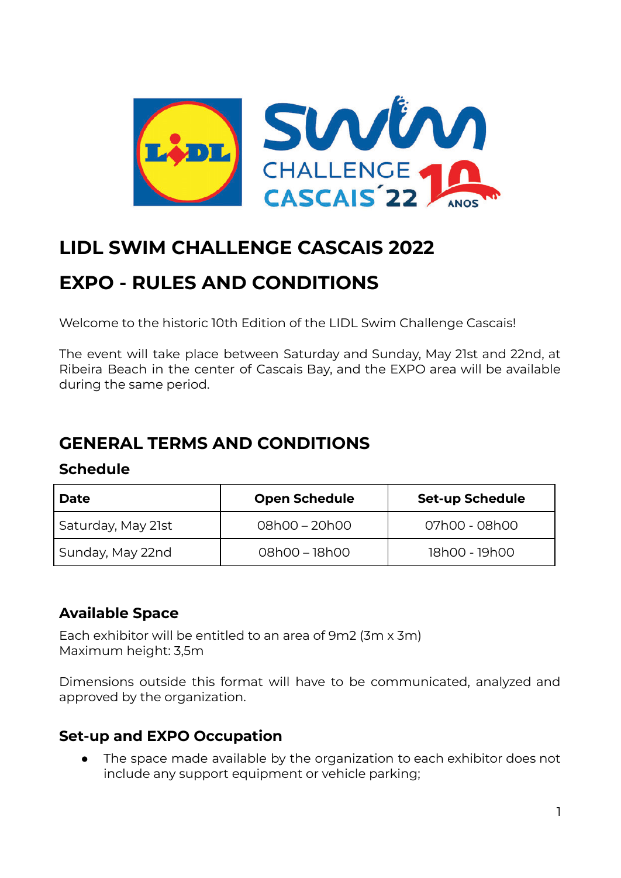# LIDL SWIM CHALLENGE CASCAIS 2022

# EXPO - RULES AND CONDITIONS

Welcome to the historic 10th Edition of the LIDL Swim Challenge Cascais!

The event will take place between Saturday and Sunday, May 21st and 22nd, at Ribeira Beach in the center of Cascais Bay, and the EXPO area will be available during the same period.

## GENERAL TERMS AND CONDITIONS

### Schedule

| Date | Open Schedule | Set-up Schedule |
| --- | --- | --- |
| Saturday, May 21st | 08h00 – 20h00 | 07h00 - 08h00 |
| Sunday, May 22nd | 08h00 – 18h00 | 18h00 - 19h00 |

### Available Space

Each exhibitor will be entitled to an area of 9m2 (3m x 3m)
Maximum height: 3,5m

Dimensions outside this format will have to be communicated, analyzed and approved by the organization.

### Set-up and EXPO Occupation

- The space made available by the organization to each exhibitor does not include any support equipment or vehicle parking;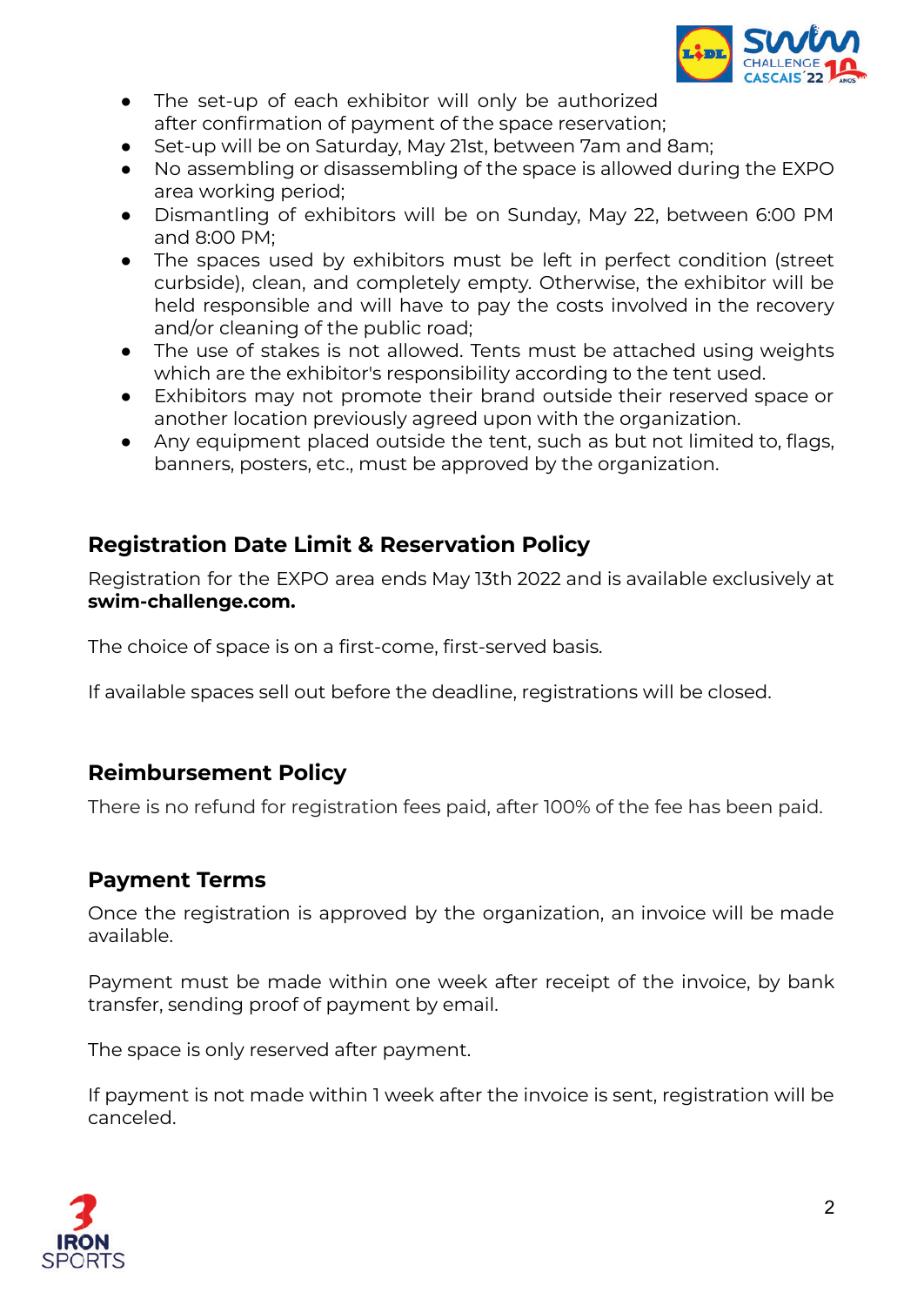- The set-up of each exhibitor will only be authorized after confirmation of payment of the space reservation;
- Set-up will be on Saturday, May 21st, between 7am and 8am;
- No assembling or disassembling of the space is allowed during the EXPO area working period;
- Dismantling of exhibitors will be on Sunday, May 22, between 6:00 PM and 8:00 PM;
- The spaces used by exhibitors must be left in perfect condition (street curbside), clean, and completely empty. Otherwise, the exhibitor will be held responsible and will have to pay the costs involved in the recovery and/or cleaning of the public road;
- The use of stakes is not allowed. Tents must be attached using weights which are the exhibitor's responsibility according to the tent used.
- Exhibitors may not promote their brand outside their reserved space or another location previously agreed upon with the organization.
- Any equipment placed outside the tent, such as but not limited to, flags, banners, posters, etc., must be approved by the organization.

## Registration Date Limit & Reservation Policy

Registration for the EXPO area ends May 13th 2022 and is available exclusively at **swim-challenge.com.**

The choice of space is on a first-come, first-served basis.

If available spaces sell out before the deadline, registrations will be closed.

## Reimbursement Policy

There is no refund for registration fees paid, after 100% of the fee has been paid.

## Payment Terms

Once the registration is approved by the organization, an invoice will be made available.

Payment must be made within one week after receipt of the invoice, by bank transfer, sending proof of payment by email.

The space is only reserved after payment.

If payment is not made within 1 week after the invoice is sent, registration will be canceled.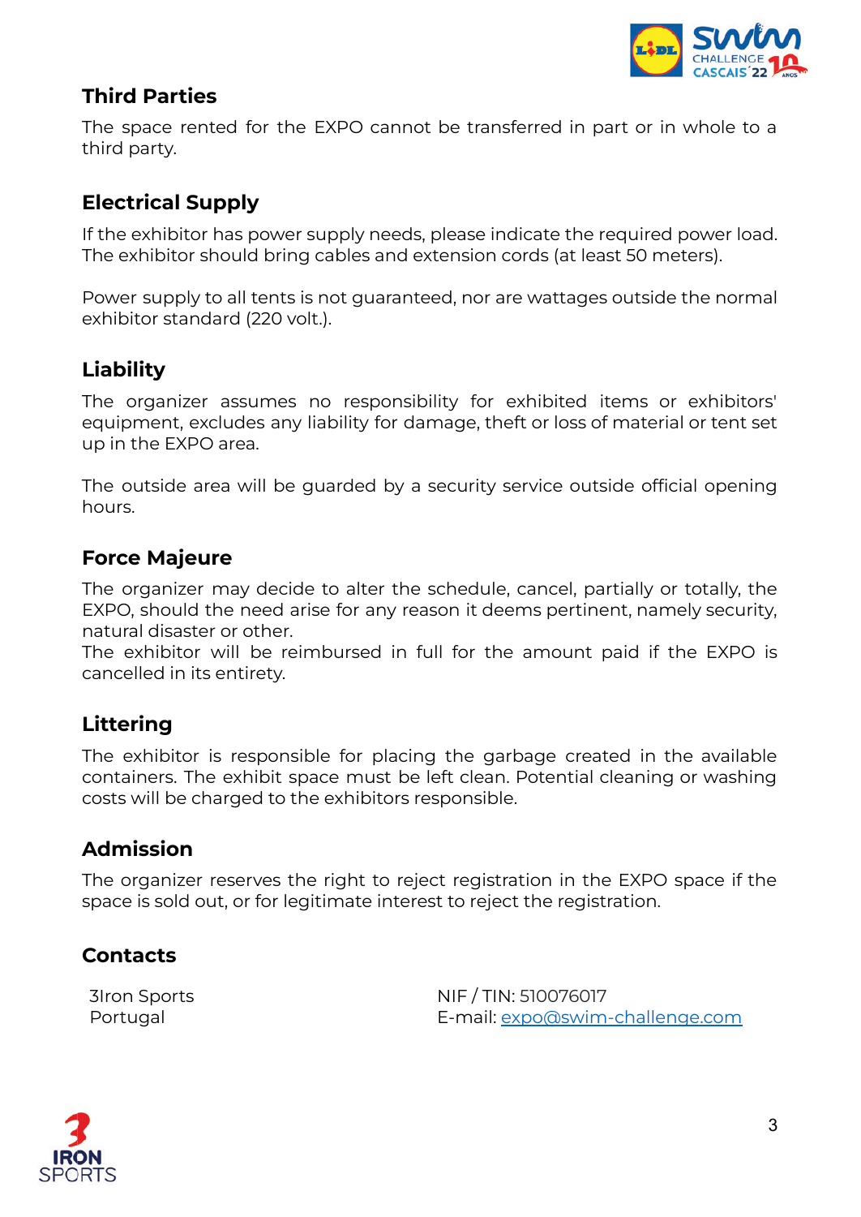## Third Parties

The space rented for the EXPO cannot be transferred in part or in whole to a third party.

## Electrical Supply

If the exhibitor has power supply needs, please indicate the required power load. The exhibitor should bring cables and extension cords (at least 50 meters).

Power supply to all tents is not guaranteed, nor are wattages outside the normal exhibitor standard (220 volt.).

## Liability

The organizer assumes no responsibility for exhibited items or exhibitors' equipment, excludes any liability for damage, theft or loss of material or tent set up in the EXPO area.

The outside area will be guarded by a security service outside official opening hours.

## Force Majeure

The organizer may decide to alter the schedule, cancel, partially or totally, the EXPO, should the need arise for any reason it deems pertinent, namely security, natural disaster or other.
The exhibitor will be reimbursed in full for the amount paid if the EXPO is cancelled in its entirety.

## Littering

The exhibitor is responsible for placing the garbage created in the available containers. The exhibit space must be left clean. Potential cleaning or washing costs will be charged to the exhibitors responsible.

## Admission

The organizer reserves the right to reject registration in the EXPO space if the space is sold out, or for legitimate interest to reject the registration.

## Contacts

3Iron Sports
Portugal

NIF / TIN: 510076017
E-mail: expo@swim-challenge.com